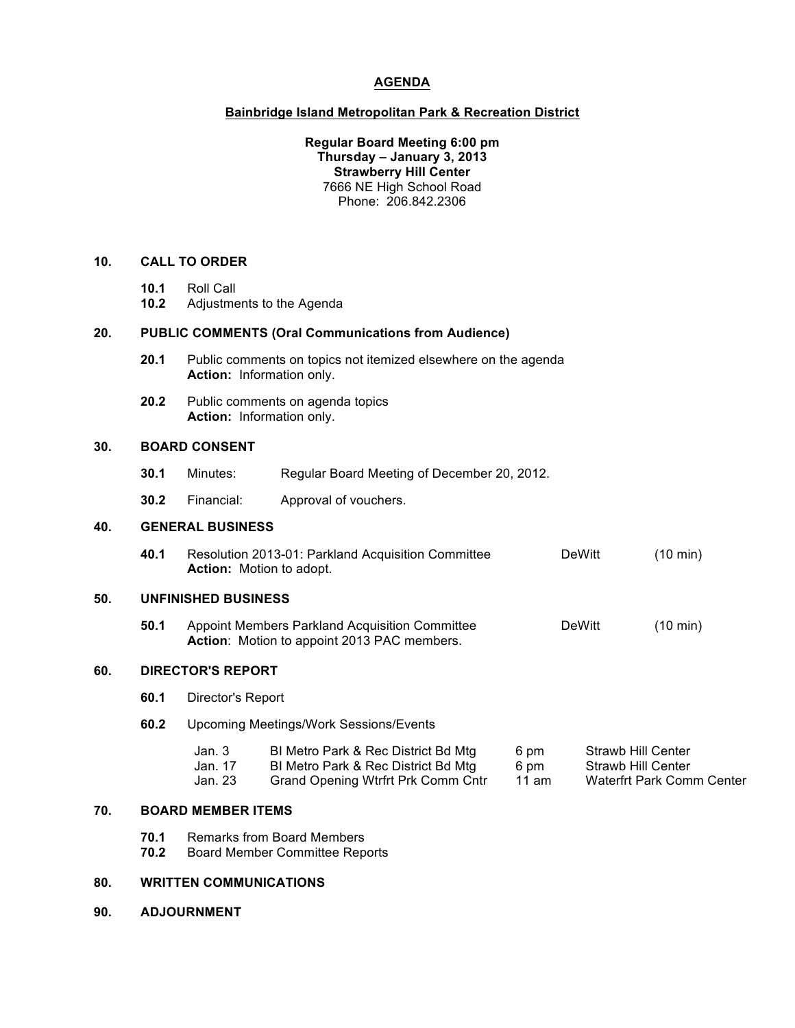# AGENDA

## Bainbridge Island Metropolitan Park & Recreation District

**Regular Board Meeting 6:00 pm**
**Thursday – January 3, 2013**
**Strawberry Hill Center**
7666 NE High School Road
Phone: 206.842.2306

### 10. CALL TO ORDER

- **10.1** Roll Call
- **10.2** Adjustments to the Agenda

### 20. PUBLIC COMMENTS (Oral Communications from Audience)

- **20.1** Public comments on topics not itemized elsewhere on the agenda
  **Action:** Information only.
- **20.2** Public comments on agenda topics
  **Action:** Information only.

### 30. BOARD CONSENT

- **30.1** Minutes: Regular Board Meeting of December 20, 2012.
- **30.2** Financial: Approval of vouchers.

### 40. GENERAL BUSINESS

- **40.1** Resolution 2013-01: Parkland Acquisition Committee — DeWitt (10 min)
  **Action:** Motion to adopt.

### 50. UNFINISHED BUSINESS

- **50.1** Appoint Members Parkland Acquisition Committee — DeWitt (10 min)
  **Action**: Motion to appoint 2013 PAC members.

### 60. DIRECTOR'S REPORT

- **60.1** Director's Report
- **60.2** Upcoming Meetings/Work Sessions/Events

| Date | Event | Time | Location |
|---|---|---|---|
| Jan. 3 | BI Metro Park & Rec District Bd Mtg | 6 pm | Strawb Hill Center |
| Jan. 17 | BI Metro Park & Rec District Bd Mtg | 6 pm | Strawb Hill Center |
| Jan. 23 | Grand Opening Wtrfrt Prk Comm Cntr | 11 am | Waterfrt Park Comm Center |

### 70. BOARD MEMBER ITEMS

- **70.1** Remarks from Board Members
- **70.2** Board Member Committee Reports

### 80. WRITTEN COMMUNICATIONS

### 90. ADJOURNMENT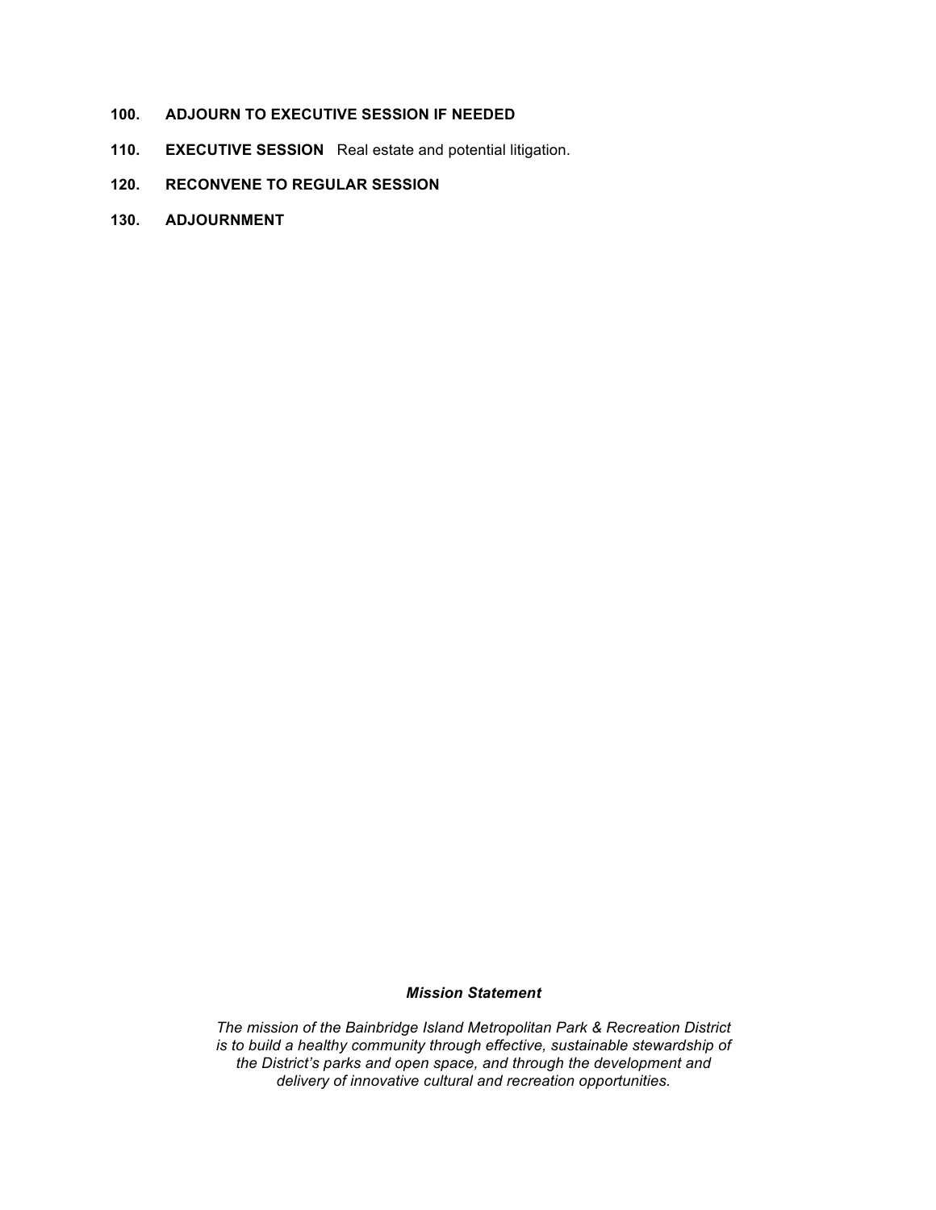**100. ADJOURN TO EXECUTIVE SESSION IF NEEDED**

**110. EXECUTIVE SESSION** Real estate and potential litigation.

**120. RECONVENE TO REGULAR SESSION**

**130. ADJOURNMENT**

***Mission Statement***

*The mission of the Bainbridge Island Metropolitan Park & Recreation District is to build a healthy community through effective, sustainable stewardship of the District's parks and open space, and through the development and delivery of innovative cultural and recreation opportunities.*